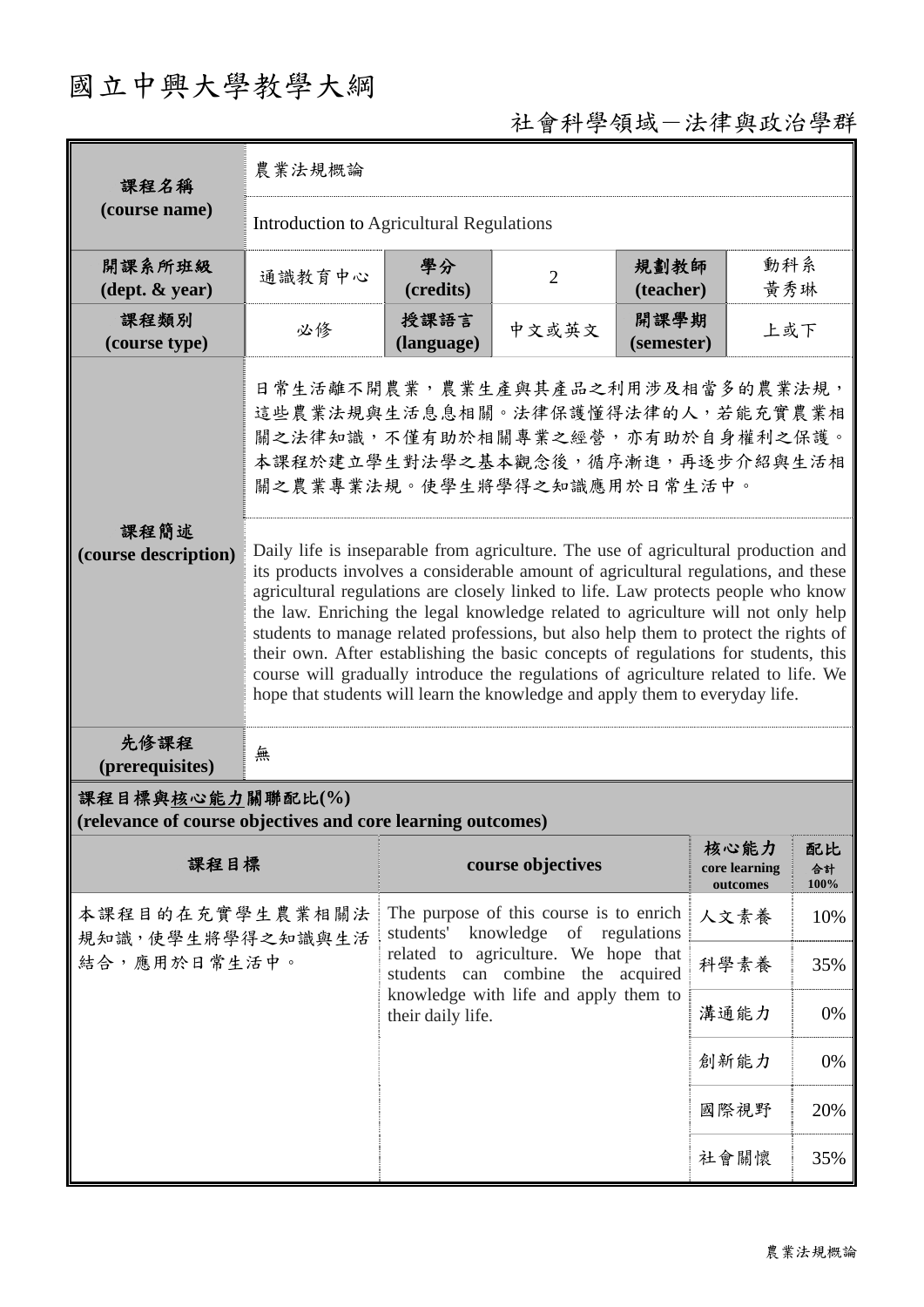# 國立中興大學教學大綱

## 社會科學領域－法律與政治學群

| 課程名稱 (course name) | 農業法規概論 | | | | |
|---|---|---|---|---|---|
| | Introduction to Agricultural Regulations | | | | |
| 開課系所班級 (dept. & year) | 通識教育中心 | 學分 (credits) | 2 | 規劃教師 (teacher) | 動科系 黃秀琳 |
| 課程類別 (course type) | 必修 | 授課語言 (language) | 中文或英文 | 開課學期 (semester) | 上或下 |
| 課程簡述 (course description) | 日常生活離不開農業，農業生產與其產品之利用涉及相當多的農業法規，這些農業法規與生活息息相關。法律保護懂得法律的人，若能充實農業相關之法律知識，不僅有助於相關專業之經營，亦有助於自身權利之保護。本課程於建立學生對法學之基本觀念後，循序漸進，再逐步介紹與生活相關之農業專業法規。使學生將學得之知識應用於日常生活中。 | | | | |
| | Daily life is inseparable from agriculture. The use of agricultural production and its products involves a considerable amount of agricultural regulations, and these agricultural regulations are closely linked to life. Law protects people who know the law. Enriching the legal knowledge related to agriculture will not only help students to manage related professions, but also help them to protect the rights of their own. After establishing the basic concepts of regulations for students, this course will gradually introduce the regulations of agriculture related to life. We hope that students will learn the knowledge and apply them to everyday life. | | | | |
| 先修課程 (prerequisites) | 無 | | | | |

**課程目標與核心能力關聯配比(%)**
**(relevance of course objectives and core learning outcomes)**

| 課程目標 | course objectives | 核心能力 core learning outcomes | 配比 合計 100% |
|---|---|---|---|
| 本課程目的在充實學生農業相關法規知識，使學生將學得之知識與生活結合，應用於日常生活中。 | The purpose of this course is to enrich students' knowledge of regulations related to agriculture. We hope that students can combine the acquired knowledge with life and apply them to their daily life. | 人文素養 | 10% |
| | | 科學素養 | 35% |
| | | 溝通能力 | 0% |
| | | 創新能力 | 0% |
| | | 國際視野 | 20% |
| | | 社會關懷 | 35% |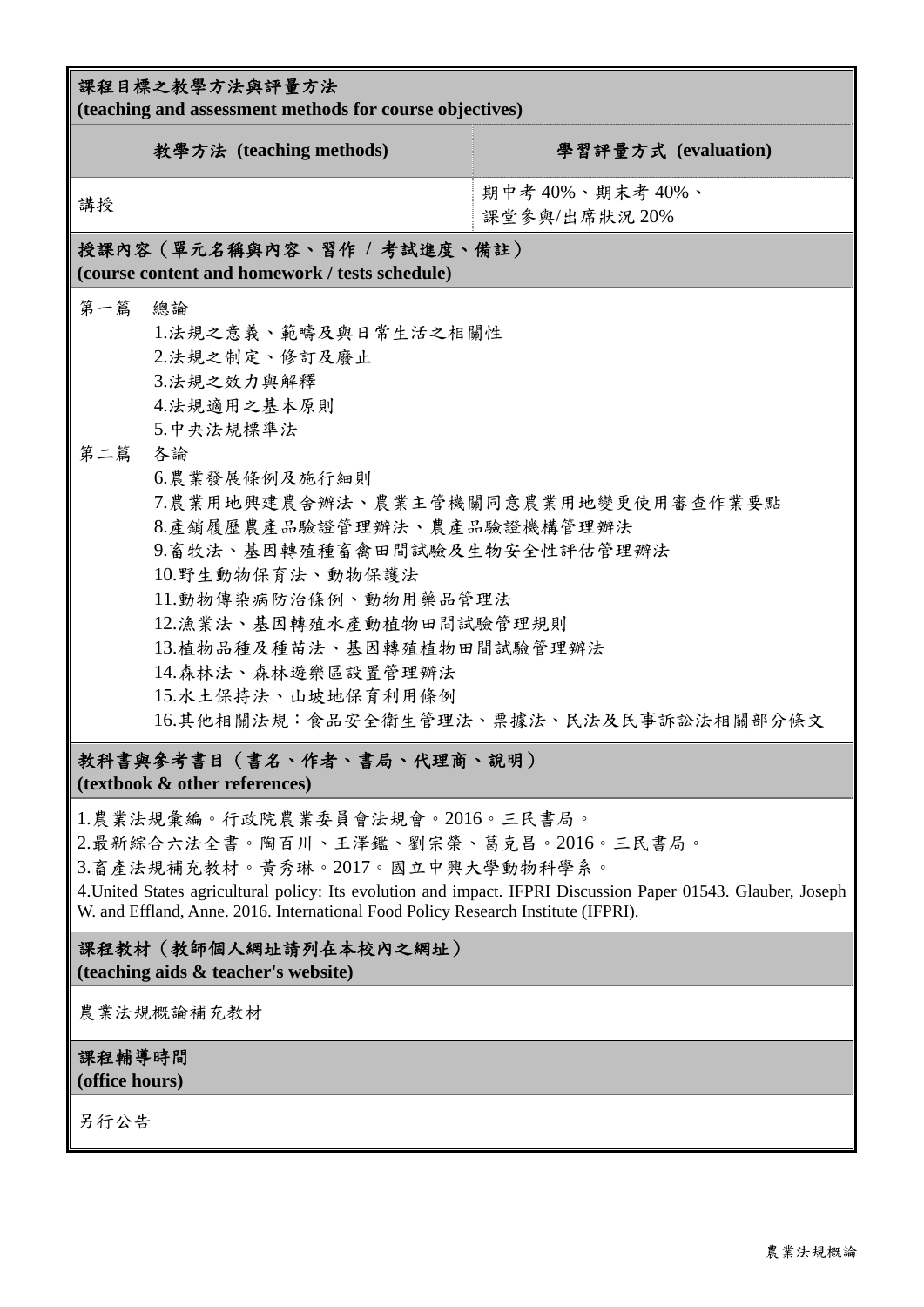## 課程目標之教學方法與評量方法
**(teaching and assessment methods for course objectives)**

| 教學方法 (teaching methods) | 學習評量方式 (evaluation) |
| --- | --- |
| 講授 | 期中考 40%、期末考 40%、<br>課堂參與/出席狀況 20% |

## 授課內容（單元名稱與內容、習作 / 考試進度、備註）
**(course content and homework / tests schedule)**

第一篇　總論

1.法規之意義、範疇及與日常生活之相關性
2.法規之制定、修訂及廢止
3.法規之效力與解釋
4.法規適用之基本原則
5.中央法規標準法

第二篇　各論

6.農業發展條例及施行細則
7.農業用地興建農舍辦法、農業主管機關同意農業用地變更使用審查作業要點
8.產銷履歷農產品驗證管理辦法、農產品驗證機構管理辦法
9.畜牧法、基因轉殖種畜禽田間試驗及生物安全性評估管理辦法
10.野生動物保育法、動物保護法
11.動物傳染病防治條例、動物用藥品管理法
12.漁業法、基因轉殖水產動植物田間試驗管理規則
13.植物品種及種苗法、基因轉殖植物田間試驗管理辦法
14.森林法、森林遊樂區設置管理辦法
15.水土保持法、山坡地保育利用條例
16.其他相關法規：食品安全衛生管理法、票據法、民法及民事訴訟法相關部分條文

## 教科書與參考書目（書名、作者、書局、代理商、說明）
**(textbook & other references)**

1.農業法規彙編。行政院農業委員會法規會。2016。三民書局。
2.最新綜合六法全書。陶百川、王澤鑑、劉宗榮、葛克昌。2016。三民書局。
3.畜產法規補充教材。黃秀琳。2017。國立中興大學動物科學系。
4.United States agricultural policy: Its evolution and impact. IFPRI Discussion Paper 01543. Glauber, Joseph W. and Effland, Anne. 2016. International Food Policy Research Institute (IFPRI).

## 課程教材（教師個人網址請列在本校內之網址）
**(teaching aids & teacher's website)**

農業法規概論補充教材

## 課程輔導時間
**(office hours)**

另行公告